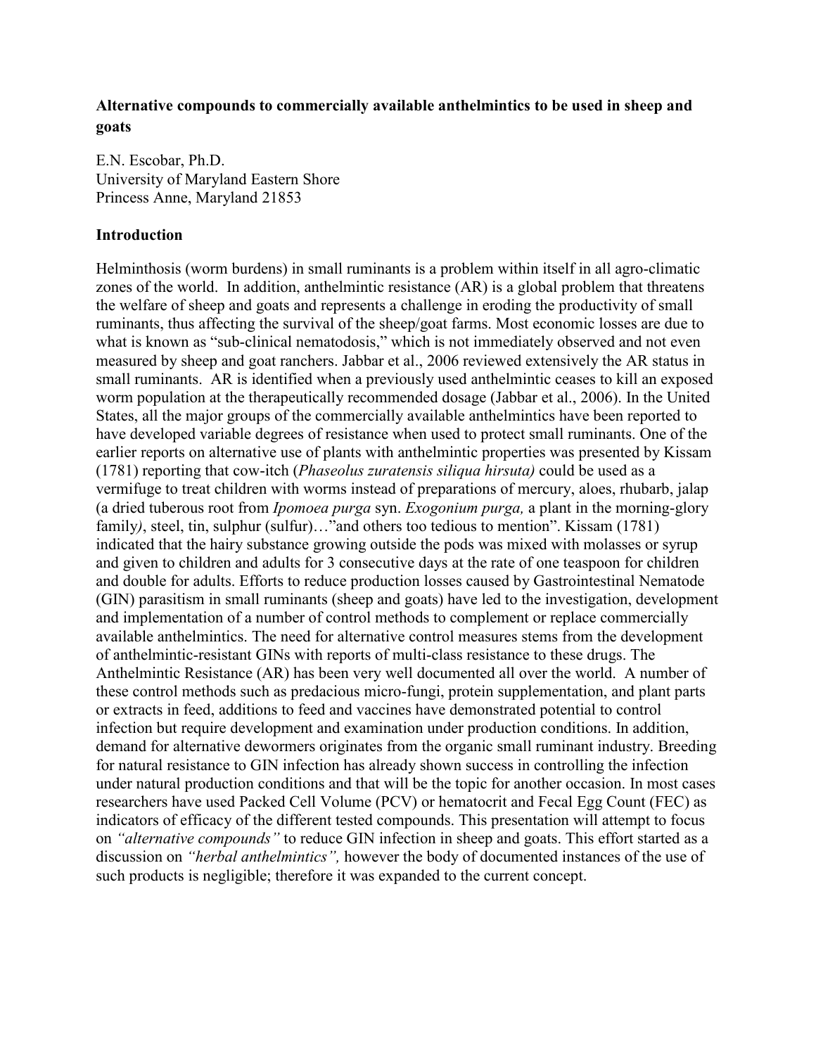**Alternative compounds to commercially available anthelmintics to be used in sheep and goats**

E.N. Escobar, Ph.D.
University of Maryland Eastern Shore
Princess Anne, Maryland 21853

## Introduction

Helminthosis (worm burdens) in small ruminants is a problem within itself in all agro-climatic zones of the world. In addition, anthelmintic resistance (AR) is a global problem that threatens the welfare of sheep and goats and represents a challenge in eroding the productivity of small ruminants, thus affecting the survival of the sheep/goat farms. Most economic losses are due to what is known as "sub-clinical nematodosis," which is not immediately observed and not even measured by sheep and goat ranchers. Jabbar et al., 2006 reviewed extensively the AR status in small ruminants. AR is identified when a previously used anthelmintic ceases to kill an exposed worm population at the therapeutically recommended dosage (Jabbar et al., 2006). In the United States, all the major groups of the commercially available anthelmintics have been reported to have developed variable degrees of resistance when used to protect small ruminants. One of the earlier reports on alternative use of plants with anthelmintic properties was presented by Kissam (1781) reporting that cow-itch (*Phaseolus zuratensis siliqua hirsuta)* could be used as a vermifuge to treat children with worms instead of preparations of mercury, aloes, rhubarb, jalap (a dried tuberous root from *Ipomoea purga* syn. *Exogonium purga,* a plant in the morning-glory family*)*, steel, tin, sulphur (sulfur)…"and others too tedious to mention". Kissam (1781) indicated that the hairy substance growing outside the pods was mixed with molasses or syrup and given to children and adults for 3 consecutive days at the rate of one teaspoon for children and double for adults. Efforts to reduce production losses caused by Gastrointestinal Nematode (GIN) parasitism in small ruminants (sheep and goats) have led to the investigation, development and implementation of a number of control methods to complement or replace commercially available anthelmintics. The need for alternative control measures stems from the development of anthelmintic-resistant GINs with reports of multi-class resistance to these drugs. The Anthelmintic Resistance (AR) has been very well documented all over the world. A number of these control methods such as predacious micro-fungi, protein supplementation, and plant parts or extracts in feed, additions to feed and vaccines have demonstrated potential to control infection but require development and examination under production conditions. In addition, demand for alternative dewormers originates from the organic small ruminant industry. Breeding for natural resistance to GIN infection has already shown success in controlling the infection under natural production conditions and that will be the topic for another occasion. In most cases researchers have used Packed Cell Volume (PCV) or hematocrit and Fecal Egg Count (FEC) as indicators of efficacy of the different tested compounds. This presentation will attempt to focus on *"alternative compounds"* to reduce GIN infection in sheep and goats. This effort started as a discussion on *"herbal anthelmintics",* however the body of documented instances of the use of such products is negligible; therefore it was expanded to the current concept.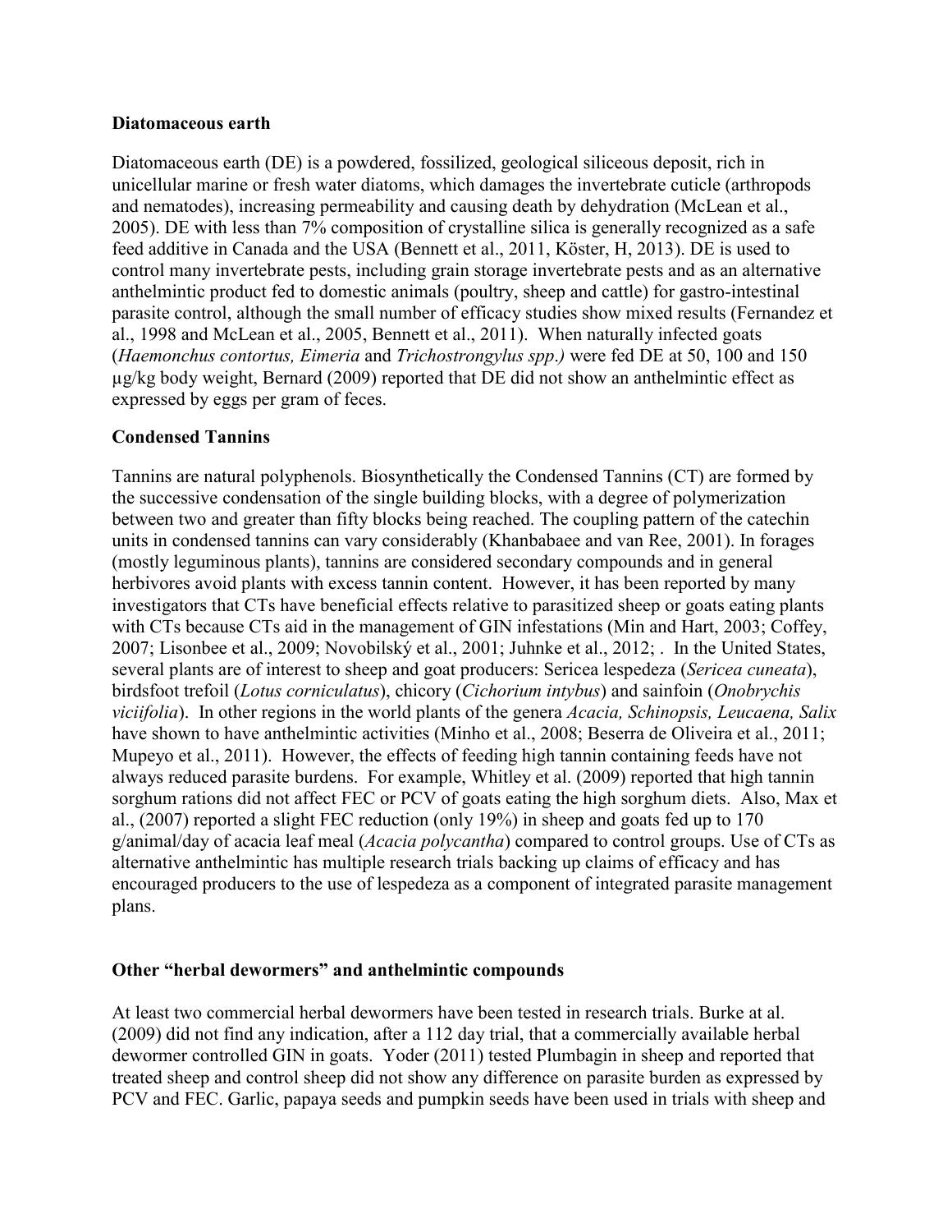### Diatomaceous earth

Diatomaceous earth (DE) is a powdered, fossilized, geological siliceous deposit, rich in unicellular marine or fresh water diatoms, which damages the invertebrate cuticle (arthropods and nematodes), increasing permeability and causing death by dehydration (McLean et al., 2005). DE with less than 7% composition of crystalline silica is generally recognized as a safe feed additive in Canada and the USA (Bennett et al., 2011, Köster, H, 2013). DE is used to control many invertebrate pests, including grain storage invertebrate pests and as an alternative anthelmintic product fed to domestic animals (poultry, sheep and cattle) for gastro-intestinal parasite control, although the small number of efficacy studies show mixed results (Fernandez et al., 1998 and McLean et al., 2005, Bennett et al., 2011). When naturally infected goats (*Haemonchus contortus, Eimeria* and *Trichostrongylus spp.)* were fed DE at 50, 100 and 150 µg/kg body weight, Bernard (2009) reported that DE did not show an anthelmintic effect as expressed by eggs per gram of feces.

### Condensed Tannins

Tannins are natural polyphenols. Biosynthetically the Condensed Tannins (CT) are formed by the successive condensation of the single building blocks, with a degree of polymerization between two and greater than fifty blocks being reached. The coupling pattern of the catechin units in condensed tannins can vary considerably (Khanbabaee and van Ree, 2001). In forages (mostly leguminous plants), tannins are considered secondary compounds and in general herbivores avoid plants with excess tannin content. However, it has been reported by many investigators that CTs have beneficial effects relative to parasitized sheep or goats eating plants with CTs because CTs aid in the management of GIN infestations (Min and Hart, 2003; Coffey, 2007; Lisonbee et al., 2009; Novobilský et al., 2001; Juhnke et al., 2012; . In the United States, several plants are of interest to sheep and goat producers: Sericea lespedeza (*Sericea cuneata*), birdsfoot trefoil (*Lotus corniculatus*), chicory (*Cichorium intybus*) and sainfoin (*Onobrychis viciifolia*). In other regions in the world plants of the genera *Acacia, Schinopsis, Leucaena, Salix* have shown to have anthelmintic activities (Minho et al., 2008; Beserra de Oliveira et al., 2011; Mupeyo et al., 2011). However, the effects of feeding high tannin containing feeds have not always reduced parasite burdens. For example, Whitley et al. (2009) reported that high tannin sorghum rations did not affect FEC or PCV of goats eating the high sorghum diets. Also, Max et al., (2007) reported a slight FEC reduction (only 19%) in sheep and goats fed up to 170 g/animal/day of acacia leaf meal (*Acacia polycantha*) compared to control groups. Use of CTs as alternative anthelmintic has multiple research trials backing up claims of efficacy and has encouraged producers to the use of lespedeza as a component of integrated parasite management plans.

### Other "herbal dewormers" and anthelmintic compounds

At least two commercial herbal dewormers have been tested in research trials. Burke at al. (2009) did not find any indication, after a 112 day trial, that a commercially available herbal dewormer controlled GIN in goats. Yoder (2011) tested Plumbagin in sheep and reported that treated sheep and control sheep did not show any difference on parasite burden as expressed by PCV and FEC. Garlic, papaya seeds and pumpkin seeds have been used in trials with sheep and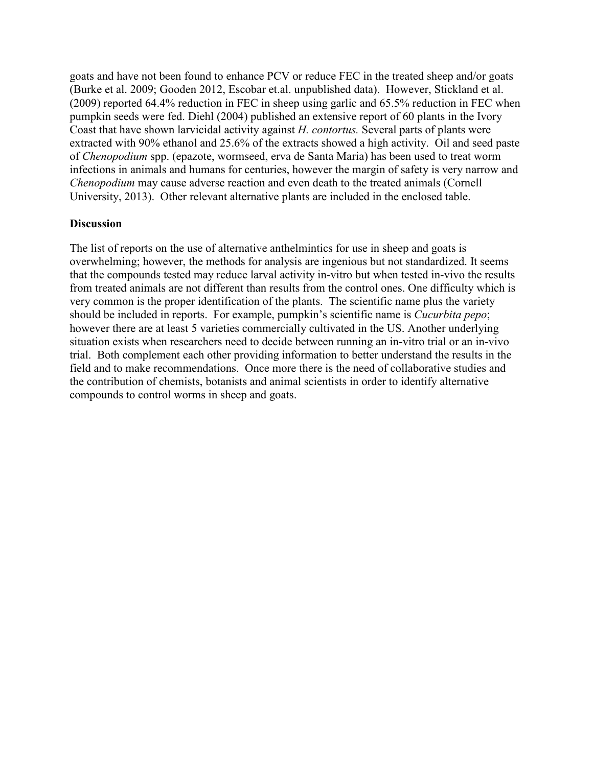goats and have not been found to enhance PCV or reduce FEC in the treated sheep and/or goats (Burke et al. 2009; Gooden 2012, Escobar et.al. unpublished data). However, Stickland et al. (2009) reported 64.4% reduction in FEC in sheep using garlic and 65.5% reduction in FEC when pumpkin seeds were fed. Diehl (2004) published an extensive report of 60 plants in the Ivory Coast that have shown larvicidal activity against *H. contortus.* Several parts of plants were extracted with 90% ethanol and 25.6% of the extracts showed a high activity. Oil and seed paste of *Chenopodium* spp. (epazote, wormseed, erva de Santa Maria) has been used to treat worm infections in animals and humans for centuries, however the margin of safety is very narrow and *Chenopodium* may cause adverse reaction and even death to the treated animals (Cornell University, 2013). Other relevant alternative plants are included in the enclosed table.

**Discussion**

The list of reports on the use of alternative anthelmintics for use in sheep and goats is overwhelming; however, the methods for analysis are ingenious but not standardized. It seems that the compounds tested may reduce larval activity in-vitro but when tested in-vivo the results from treated animals are not different than results from the control ones. One difficulty which is very common is the proper identification of the plants. The scientific name plus the variety should be included in reports. For example, pumpkin's scientific name is *Cucurbita pepo*; however there are at least 5 varieties commercially cultivated in the US. Another underlying situation exists when researchers need to decide between running an in-vitro trial or an in-vivo trial. Both complement each other providing information to better understand the results in the field and to make recommendations. Once more there is the need of collaborative studies and the contribution of chemists, botanists and animal scientists in order to identify alternative compounds to control worms in sheep and goats.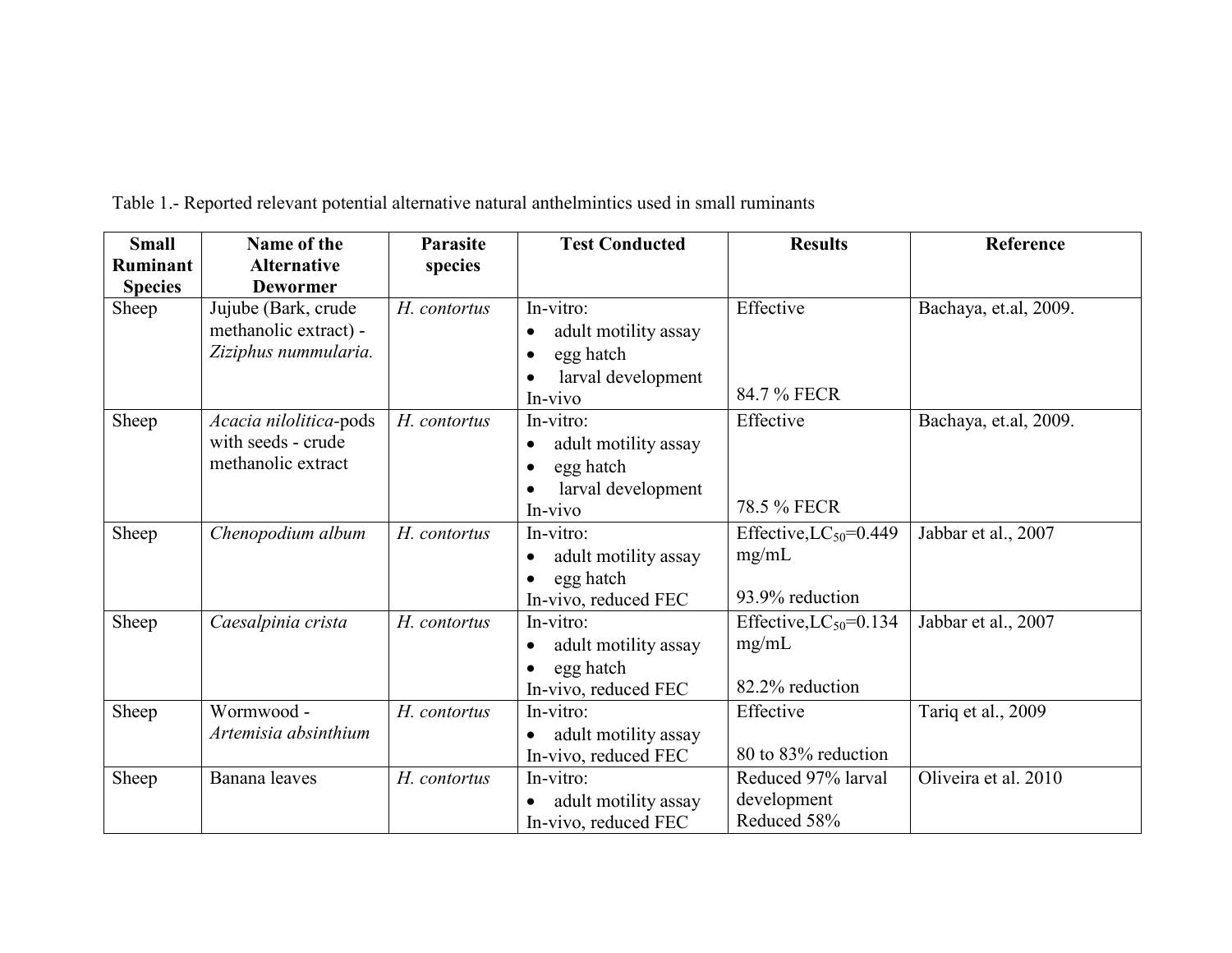Table 1.- Reported relevant potential alternative natural anthelmintics used in small ruminants

| Small Ruminant Species | Name of the Alternative Dewormer | Parasite species | Test Conducted | Results | Reference |
|---|---|---|---|---|---|
| Sheep | Jujube (Bark, crude methanolic extract) - *Ziziphus nummularia.* | *H. contortus* | In-vitro:<br>• adult motility assay<br>• egg hatch<br>• larval development<br>In-vivo | Effective<br><br>84.7 % FECR | Bachaya, et.al, 2009. |
| Sheep | *Acacia nilolitica*-pods with seeds - crude methanolic extract | *H. contortus* | In-vitro:<br>• adult motility assay<br>• egg hatch<br>• larval development<br>In-vivo | Effective<br><br>78.5 % FECR | Bachaya, et.al, 2009. |
| Sheep | *Chenopodium album* | *H. contortus* | In-vitro:<br>• adult motility assay<br>• egg hatch<br>In-vivo, reduced FEC | Effective,$LC_{50}$=0.449 mg/mL<br><br>93.9% reduction | Jabbar et al., 2007 |
| Sheep | *Caesalpinia crista* | *H. contortus* | In-vitro:<br>• adult motility assay<br>• egg hatch<br>In-vivo, reduced FEC | Effective,$LC_{50}$=0.134 mg/mL<br><br>82.2% reduction | Jabbar et al., 2007 |
| Sheep | Wormwood - *Artemisia absinthium* | *H. contortus* | In-vitro:<br>• adult motility assay<br>In-vivo, reduced FEC | Effective<br><br>80 to 83% reduction | Tariq et al., 2009 |
| Sheep | Banana leaves | *H. contortus* | In-vitro:<br>• adult motility assay<br>In-vivo, reduced FEC | Reduced 97% larval development<br>Reduced 58% | Oliveira et al. 2010 |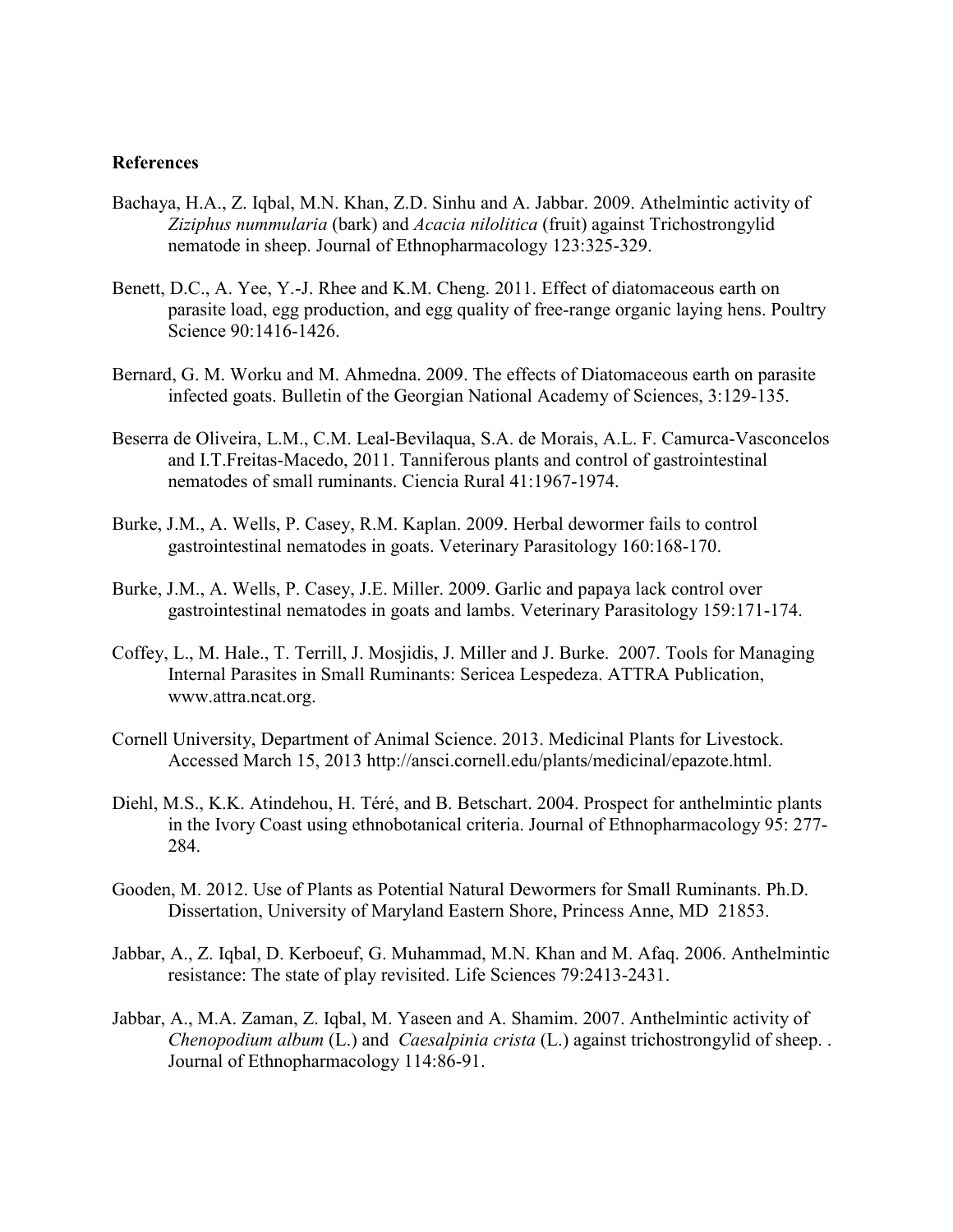**References**

Bachaya, H.A., Z. Iqbal, M.N. Khan, Z.D. Sinhu and A. Jabbar. 2009. Athelmintic activity of *Ziziphus nummularia* (bark) and *Acacia nilolitica* (fruit) against Trichostrongylid nematode in sheep. Journal of Ethnopharmacology 123:325-329.

Benett, D.C., A. Yee, Y.-J. Rhee and K.M. Cheng. 2011. Effect of diatomaceous earth on parasite load, egg production, and egg quality of free-range organic laying hens. Poultry Science 90:1416-1426.

Bernard, G. M. Worku and M. Ahmedna. 2009. The effects of Diatomaceous earth on parasite infected goats. Bulletin of the Georgian National Academy of Sciences, 3:129-135.

Beserra de Oliveira, L.M., C.M. Leal-Bevilaqua, S.A. de Morais, A.L. F. Camurca-Vasconcelos and I.T.Freitas-Macedo, 2011. Tanniferous plants and control of gastrointestinal nematodes of small ruminants. Ciencia Rural 41:1967-1974.

Burke, J.M., A. Wells, P. Casey, R.M. Kaplan. 2009. Herbal dewormer fails to control gastrointestinal nematodes in goats. Veterinary Parasitology 160:168-170.

Burke, J.M., A. Wells, P. Casey, J.E. Miller. 2009. Garlic and papaya lack control over gastrointestinal nematodes in goats and lambs. Veterinary Parasitology 159:171-174.

Coffey, L., M. Hale., T. Terrill, J. Mosjidis, J. Miller and J. Burke. 2007. Tools for Managing Internal Parasites in Small Ruminants: Sericea Lespedeza. ATTRA Publication, www.attra.ncat.org.

Cornell University, Department of Animal Science. 2013. Medicinal Plants for Livestock. Accessed March 15, 2013 http://ansci.cornell.edu/plants/medicinal/epazote.html.

Diehl, M.S., K.K. Atindehou, H. Téré, and B. Betschart. 2004. Prospect for anthelmintic plants in the Ivory Coast using ethnobotanical criteria. Journal of Ethnopharmacology 95: 277-284.

Gooden, M. 2012. Use of Plants as Potential Natural Dewormers for Small Ruminants. Ph.D. Dissertation, University of Maryland Eastern Shore, Princess Anne, MD 21853.

Jabbar, A., Z. Iqbal, D. Kerboeuf, G. Muhammad, M.N. Khan and M. Afaq. 2006. Anthelmintic resistance: The state of play revisited. Life Sciences 79:2413-2431.

Jabbar, A., M.A. Zaman, Z. Iqbal, M. Yaseen and A. Shamim. 2007. Anthelmintic activity of *Chenopodium album* (L.) and *Caesalpinia crista* (L.) against trichostrongylid of sheep. . Journal of Ethnopharmacology 114:86-91.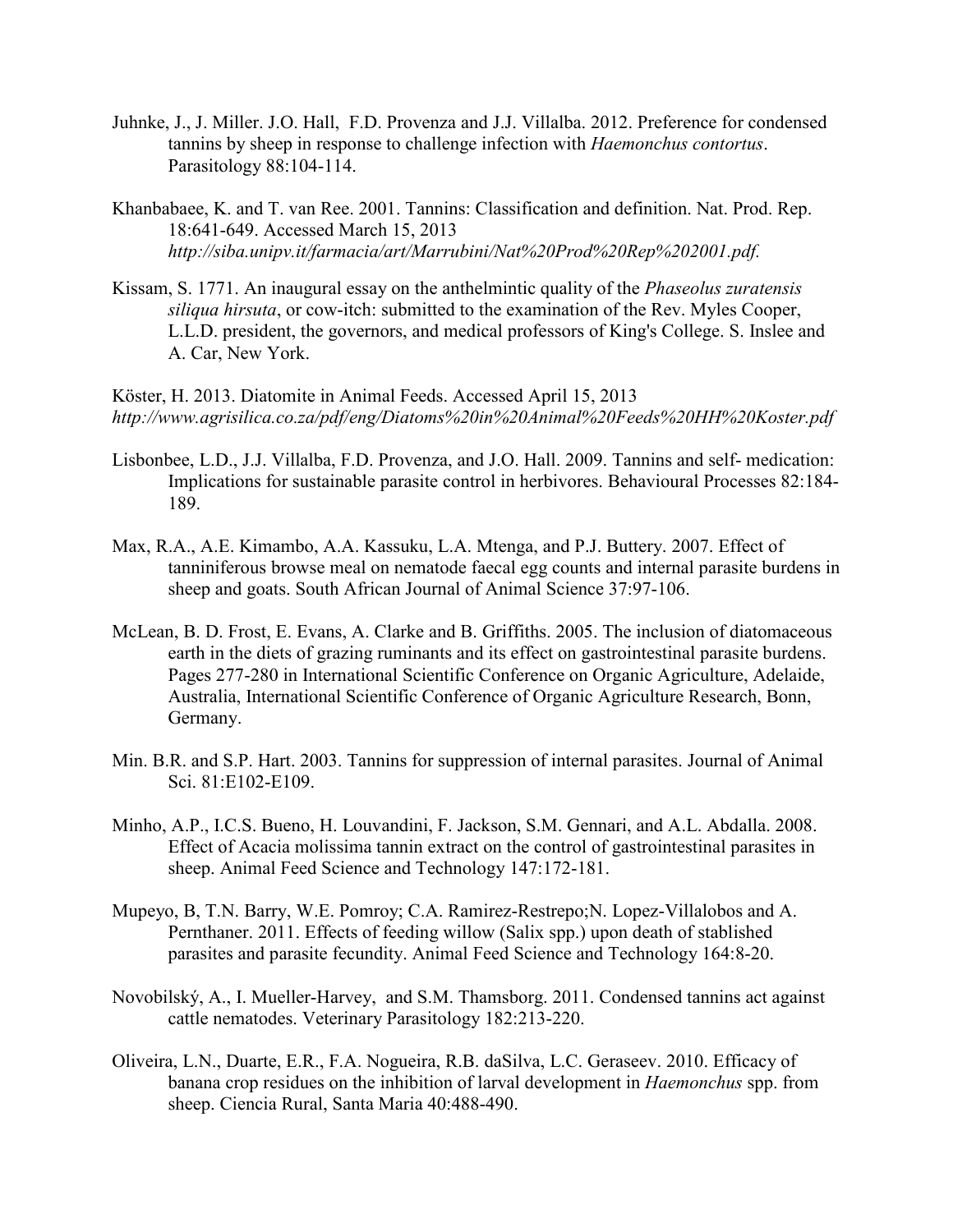Juhnke, J., J. Miller. J.O. Hall, F.D. Provenza and J.J. Villalba. 2012. Preference for condensed tannins by sheep in response to challenge infection with *Haemonchus contortus*. Parasitology 88:104-114.

Khanbabaee, K. and T. van Ree. 2001. Tannins: Classification and definition. Nat. Prod. Rep. 18:641-649. Accessed March 15, 2013 *http://siba.unipv.it/farmacia/art/Marrubini/Nat%20Prod%20Rep%202001.pdf.*

Kissam, S. 1771. An inaugural essay on the anthelmintic quality of the *Phaseolus zuratensis siliqua hirsuta*, or cow-itch: submitted to the examination of the Rev. Myles Cooper, L.L.D. president, the governors, and medical professors of King's College. S. Inslee and A. Car, New York.

Köster, H. 2013. Diatomite in Animal Feeds. Accessed April 15, 2013 *http://www.agrisilica.co.za/pdf/eng/Diatoms%20in%20Animal%20Feeds%20HH%20Koster.pdf*

Lisbonbee, L.D., J.J. Villalba, F.D. Provenza, and J.O. Hall. 2009. Tannins and self- medication: Implications for sustainable parasite control in herbivores. Behavioural Processes 82:184-189.

Max, R.A., A.E. Kimambo, A.A. Kassuku, L.A. Mtenga, and P.J. Buttery. 2007. Effect of tanniniferous browse meal on nematode faecal egg counts and internal parasite burdens in sheep and goats. South African Journal of Animal Science 37:97-106.

McLean, B. D. Frost, E. Evans, A. Clarke and B. Griffiths. 2005. The inclusion of diatomaceous earth in the diets of grazing ruminants and its effect on gastrointestinal parasite burdens. Pages 277-280 in International Scientific Conference on Organic Agriculture, Adelaide, Australia, International Scientific Conference of Organic Agriculture Research, Bonn, Germany.

Min. B.R. and S.P. Hart. 2003. Tannins for suppression of internal parasites. Journal of Animal Sci. 81:E102-E109.

Minho, A.P., I.C.S. Bueno, H. Louvandini, F. Jackson, S.M. Gennari, and A.L. Abdalla. 2008. Effect of Acacia molissima tannin extract on the control of gastrointestinal parasites in sheep. Animal Feed Science and Technology 147:172-181.

Mupeyo, B, T.N. Barry, W.E. Pomroy; C.A. Ramirez-Restrepo;N. Lopez-Villalobos and A. Pernthaner. 2011. Effects of feeding willow (Salix spp.) upon death of stablished parasites and parasite fecundity. Animal Feed Science and Technology 164:8-20.

Novobilský, A., I. Mueller-Harvey, and S.M. Thamsborg. 2011. Condensed tannins act against cattle nematodes. Veterinary Parasitology 182:213-220.

Oliveira, L.N., Duarte, E.R., F.A. Nogueira, R.B. daSilva, L.C. Geraseev. 2010. Efficacy of banana crop residues on the inhibition of larval development in *Haemonchus* spp. from sheep. Ciencia Rural, Santa Maria 40:488-490.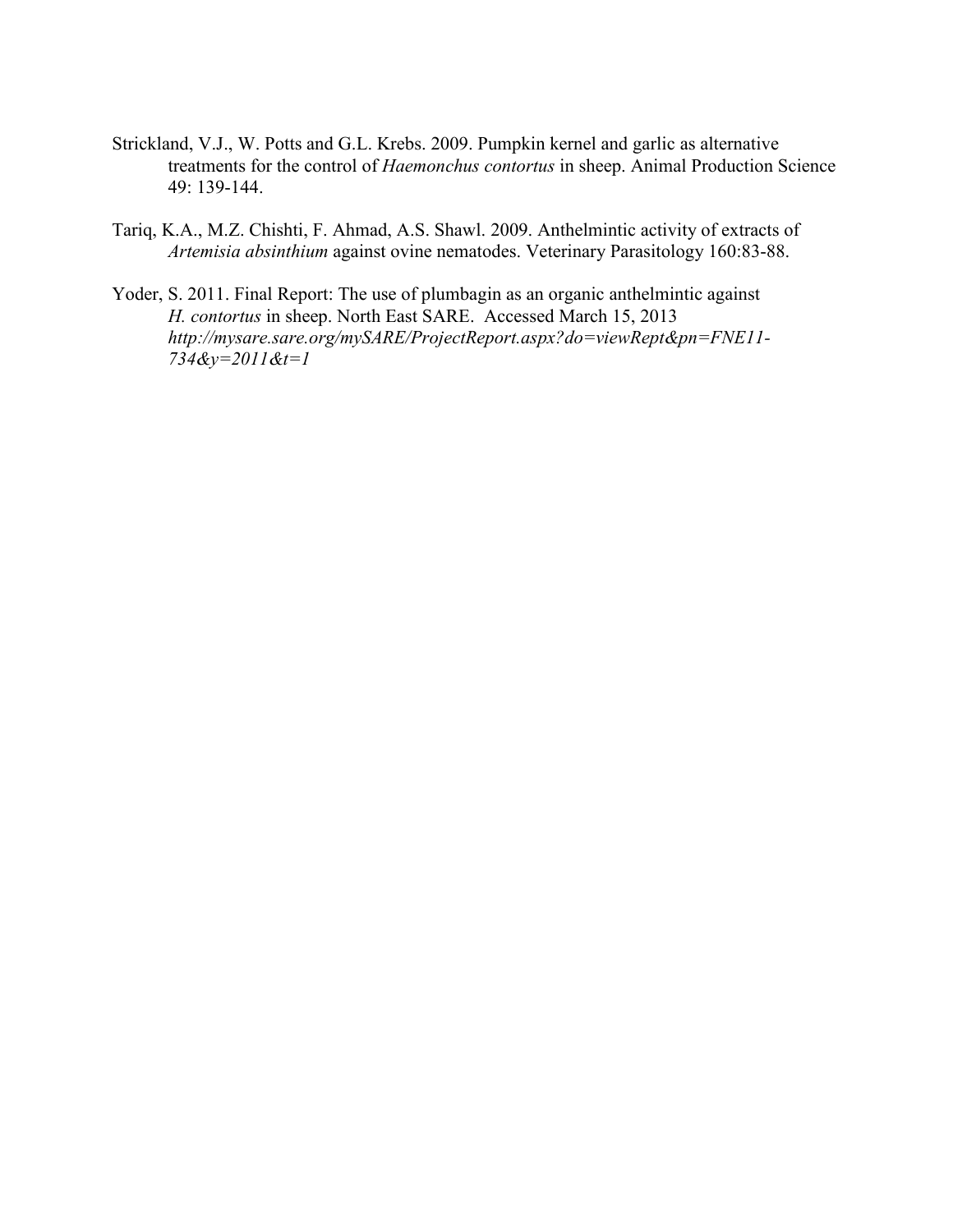Strickland, V.J., W. Potts and G.L. Krebs. 2009. Pumpkin kernel and garlic as alternative treatments for the control of *Haemonchus contortus* in sheep. Animal Production Science 49: 139-144.

Tariq, K.A., M.Z. Chishti, F. Ahmad, A.S. Shawl. 2009. Anthelmintic activity of extracts of *Artemisia absinthium* against ovine nematodes. Veterinary Parasitology 160:83-88.

Yoder, S. 2011. Final Report: The use of plumbagin as an organic anthelmintic against *H. contortus* in sheep. North East SARE. Accessed March 15, 2013 *http://mysare.sare.org/mySARE/ProjectReport.aspx?do=viewRept&pn=FNE11-734&y=2011&t=1*